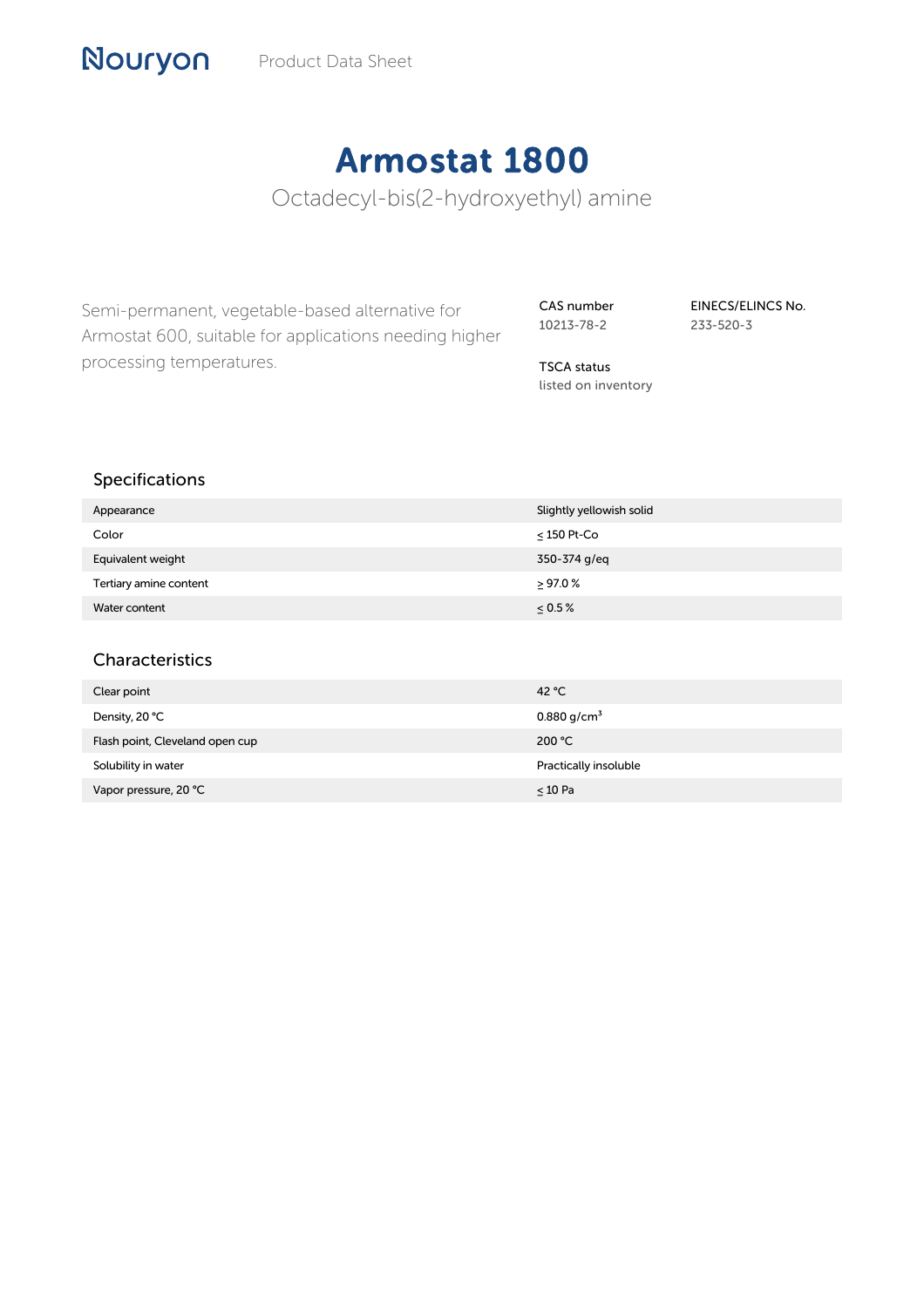Nouryon Product Data Sheet

# Armostat 1800

Octadecyl-bis(2-hydroxyethyl) amine

Semi-permanent, vegetable-based alternative for Armostat 600, suitable for applications needing higher processing temperatures.

**CAS number**
10213-78-2

**EINECS/ELINCS No.**
233-520-3

**TSCA status**
listed on inventory

## Specifications

| | |
|---|---|
| Appearance | Slightly yellowish solid |
| Color | ≤ 150 Pt-Co |
| Equivalent weight | 350-374 g/eq |
| Tertiary amine content | ≥ 97.0 % |
| Water content | ≤ 0.5 % |

## Characteristics

| | |
|---|---|
| Clear point | 42 °C |
| Density, 20 °C | 0.880 g/cm$^3$ |
| Flash point, Cleveland open cup | 200 °C |
| Solubility in water | Practically insoluble |
| Vapor pressure, 20 °C | ≤ 10 Pa |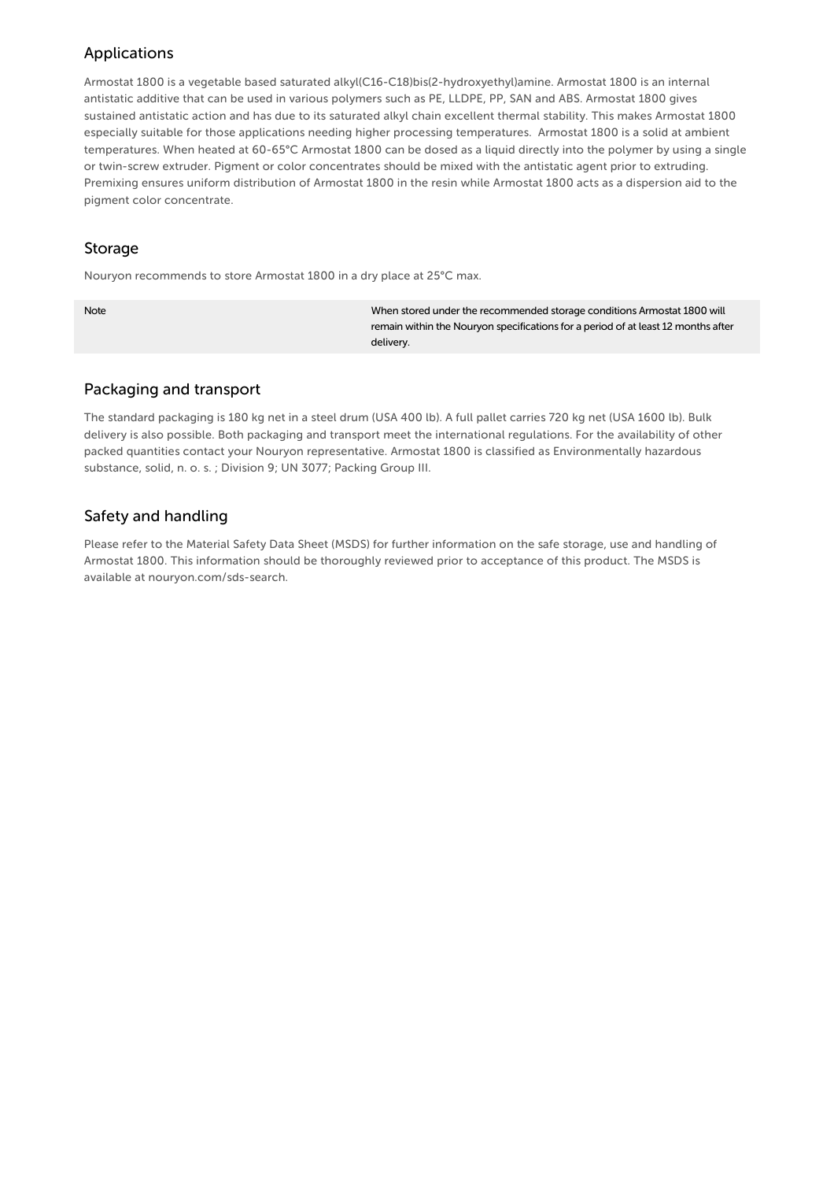## Applications

Armostat 1800 is a vegetable based saturated alkyl(C16-C18)bis(2-hydroxyethyl)amine. Armostat 1800 is an internal antistatic additive that can be used in various polymers such as PE, LLDPE, PP, SAN and ABS. Armostat 1800 gives sustained antistatic action and has due to its saturated alkyl chain excellent thermal stability. This makes Armostat 1800 especially suitable for those applications needing higher processing temperatures. Armostat 1800 is a solid at ambient temperatures. When heated at 60-65°C Armostat 1800 can be dosed as a liquid directly into the polymer by using a single or twin-screw extruder. Pigment or color concentrates should be mixed with the antistatic agent prior to extruding. Premixing ensures uniform distribution of Armostat 1800 in the resin while Armostat 1800 acts as a dispersion aid to the pigment color concentrate.

## Storage

Nouryon recommends to store Armostat 1800 in a dry place at 25°C max.

| | |
|---|---|
| Note | When stored under the recommended storage conditions Armostat 1800 will remain within the Nouryon specifications for a period of at least 12 months after delivery. |

## Packaging and transport

The standard packaging is 180 kg net in a steel drum (USA 400 lb). A full pallet carries 720 kg net (USA 1600 lb). Bulk delivery is also possible. Both packaging and transport meet the international regulations. For the availability of other packed quantities contact your Nouryon representative. Armostat 1800 is classified as Environmentally hazardous substance, solid, n. o. s. ; Division 9; UN 3077; Packing Group III.

## Safety and handling

Please refer to the Material Safety Data Sheet (MSDS) for further information on the safe storage, use and handling of Armostat 1800. This information should be thoroughly reviewed prior to acceptance of this product. The MSDS is available at nouryon.com/sds-search.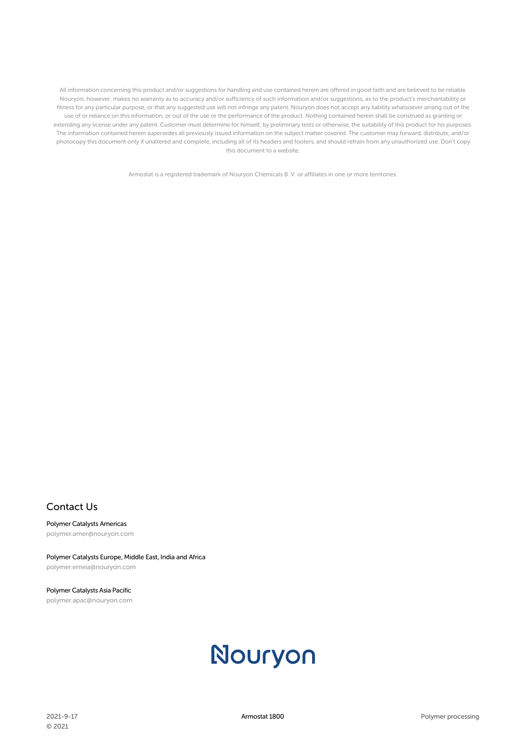All information concerning this product and/or suggestions for handling and use contained herein are offered in good faith and are believed to be reliable. Nouryon, however, makes no warranty as to accuracy and/or sufficiency of such information and/or suggestions, as to the product's merchantability or fitness for any particular purpose, or that any suggested use will not infringe any patent. Nouryon does not accept any liability whatsoever arising out of the use of or reliance on this information, or out of the use or the performance of the product. Nothing contained herein shall be construed as granting or extending any license under any patent. Customer must determine for himself, by preliminary tests or otherwise, the suitability of this product for his purposes. The information contained herein supersedes all previously issued information on the subject matter covered. The customer may forward, distribute, and/or photocopy this document only if unaltered and complete, including all of its headers and footers, and should refrain from any unauthorized use. Don't copy this document to a website.

Armostat is a registered trademark of Nouryon Chemicals B. V. or affiliates in one or more territories.

## Contact Us

Polymer Catalysts Americas
polymer.amer@nouryon.com

Polymer Catalysts Europe, Middle East, India and Africa
polymer.emeia@nouryon.com

Polymer Catalysts Asia Pacific
polymer.apac@nouryon.com

Nouryon

2021-9-17
© 2021